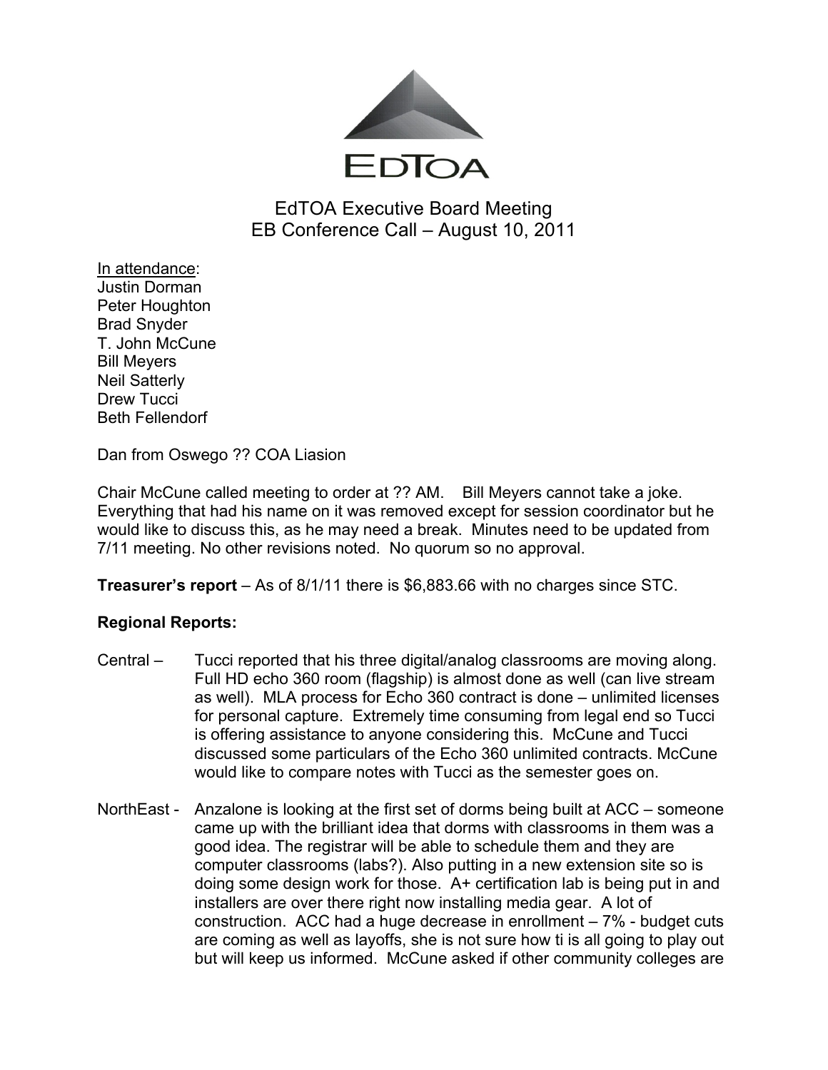EDTOA

# EdTOA Executive Board Meeting
## EB Conference Call – August 10, 2011

In attendance:
Justin Dorman
Peter Houghton
Brad Snyder
T. John McCune
Bill Meyers
Neil Satterly
Drew Tucci
Beth Fellendorf

Dan from Oswego ?? COA Liasion

Chair McCune called meeting to order at ?? AM. Bill Meyers cannot take a joke. Everything that had his name on it was removed except for session coordinator but he would like to discuss this, as he may need a break. Minutes need to be updated from 7/11 meeting. No other revisions noted. No quorum so no approval.

**Treasurer's report** – As of 8/1/11 there is $6,883.66 with no charges since STC.

**Regional Reports:**

Central – Tucci reported that his three digital/analog classrooms are moving along. Full HD echo 360 room (flagship) is almost done as well (can live stream as well). MLA process for Echo 360 contract is done – unlimited licenses for personal capture. Extremely time consuming from legal end so Tucci is offering assistance to anyone considering this. McCune and Tucci discussed some particulars of the Echo 360 unlimited contracts. McCune would like to compare notes with Tucci as the semester goes on.

NorthEast - Anzalone is looking at the first set of dorms being built at ACC – someone came up with the brilliant idea that dorms with classrooms in them was a good idea. The registrar will be able to schedule them and they are computer classrooms (labs?). Also putting in a new extension site so is doing some design work for those. A+ certification lab is being put in and installers are over there right now installing media gear. A lot of construction. ACC had a huge decrease in enrollment – 7% - budget cuts are coming as well as layoffs, she is not sure how ti is all going to play out but will keep us informed. McCune asked if other community colleges are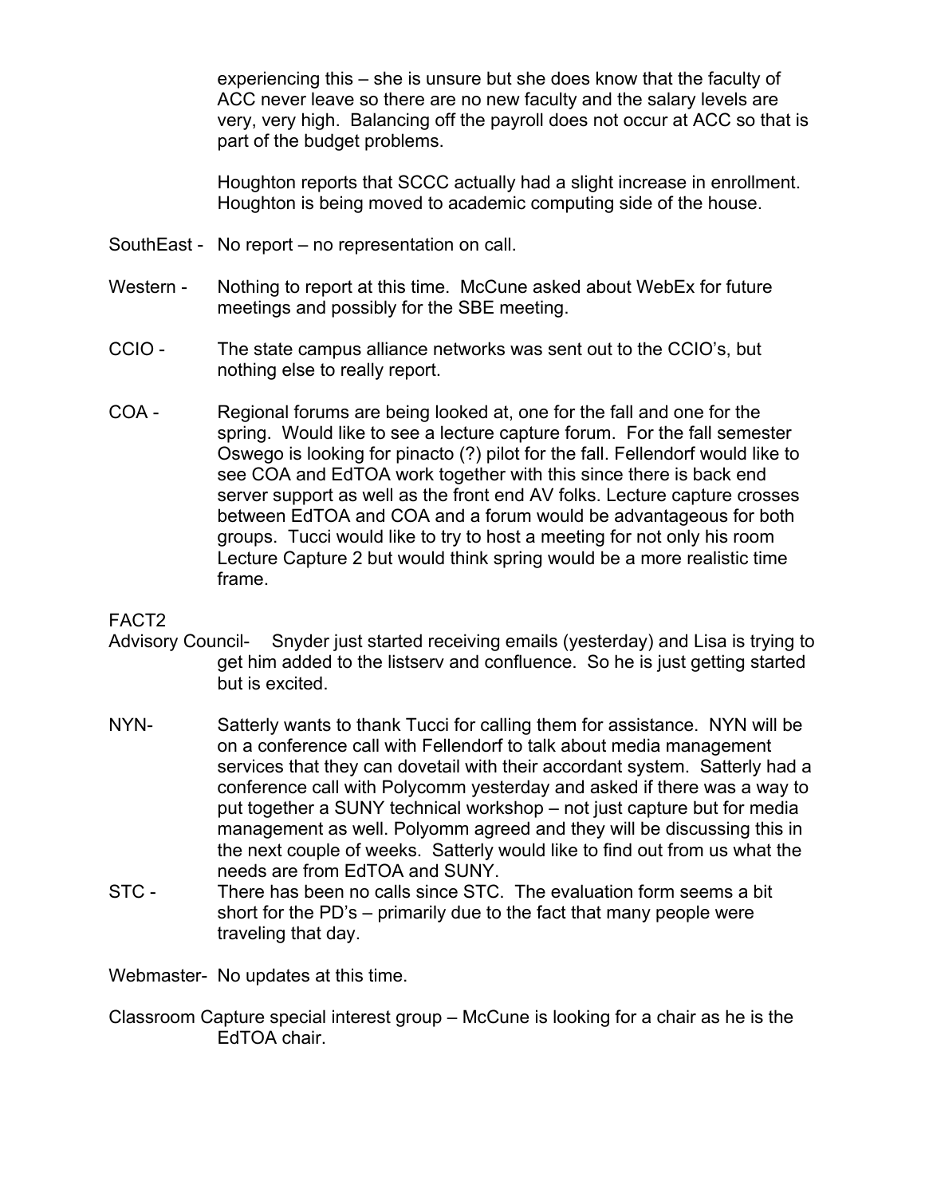experiencing this – she is unsure but she does know that the faculty of ACC never leave so there are no new faculty and the salary levels are very, very high. Balancing off the payroll does not occur at ACC so that is part of the budget problems.

Houghton reports that SCCC actually had a slight increase in enrollment. Houghton is being moved to academic computing side of the house.

SouthEast - No report – no representation on call.

Western - Nothing to report at this time. McCune asked about WebEx for future meetings and possibly for the SBE meeting.

CCIO - The state campus alliance networks was sent out to the CCIO's, but nothing else to really report.

COA - Regional forums are being looked at, one for the fall and one for the spring. Would like to see a lecture capture forum. For the fall semester Oswego is looking for pinacto (?) pilot for the fall. Fellendorf would like to see COA and EdTOA work together with this since there is back end server support as well as the front end AV folks. Lecture capture crosses between EdTOA and COA and a forum would be advantageous for both groups. Tucci would like to try to host a meeting for not only his room Lecture Capture 2 but would think spring would be a more realistic time frame.

FACT2 Advisory Council- Snyder just started receiving emails (yesterday) and Lisa is trying to get him added to the listserv and confluence. So he is just getting started but is excited.

NYN- Satterly wants to thank Tucci for calling them for assistance. NYN will be on a conference call with Fellendorf to talk about media management services that they can dovetail with their accordant system. Satterly had a conference call with Polycomm yesterday and asked if there was a way to put together a SUNY technical workshop – not just capture but for media management as well. Polyomm agreed and they will be discussing this in the next couple of weeks. Satterly would like to find out from us what the needs are from EdTOA and SUNY.

STC - There has been no calls since STC. The evaluation form seems a bit short for the PD's – primarily due to the fact that many people were traveling that day.

Webmaster- No updates at this time.

Classroom Capture special interest group – McCune is looking for a chair as he is the EdTOA chair.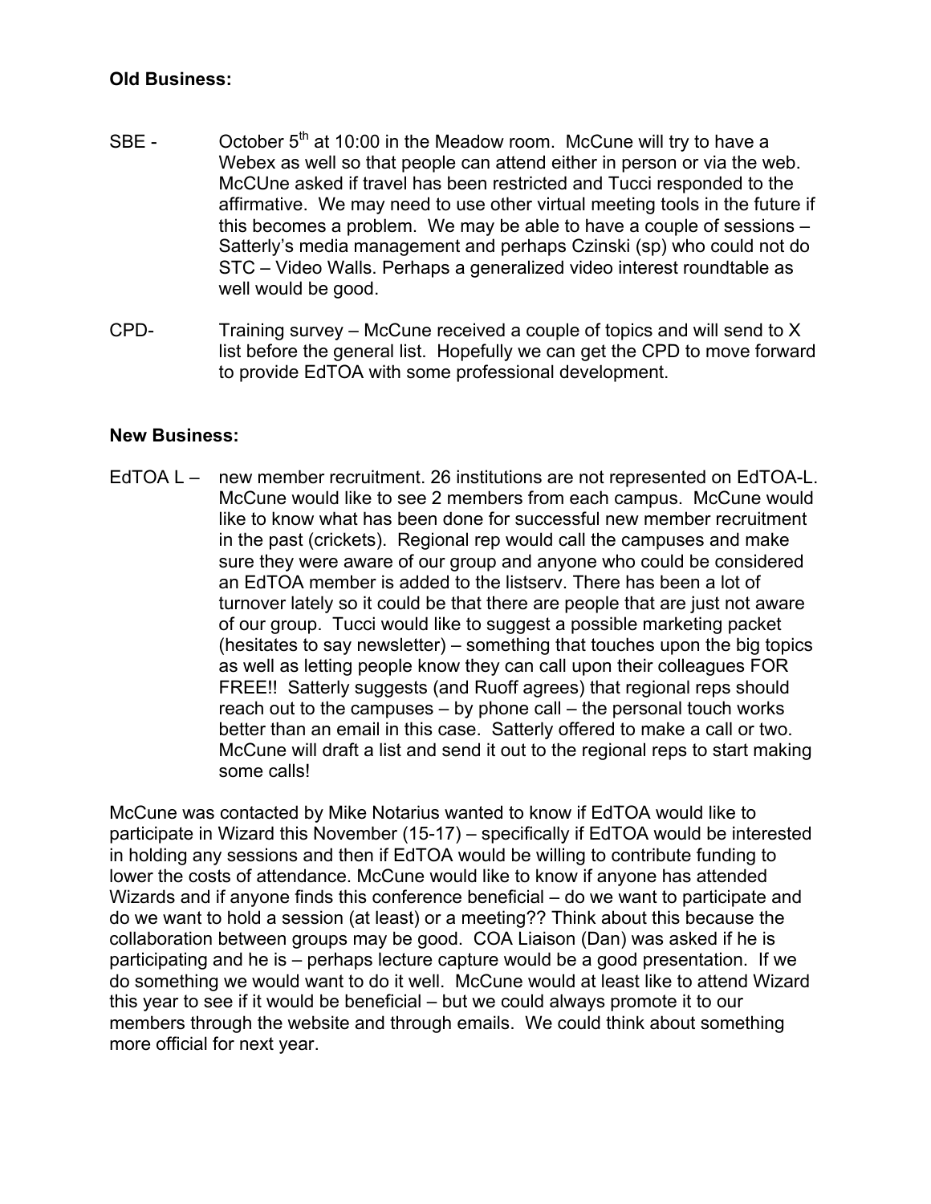**Old Business:**

SBE - October 5th at 10:00 in the Meadow room. McCune will try to have a Webex as well so that people can attend either in person or via the web. McCUne asked if travel has been restricted and Tucci responded to the affirmative. We may need to use other virtual meeting tools in the future if this becomes a problem. We may be able to have a couple of sessions – Satterly's media management and perhaps Czinski (sp) who could not do STC – Video Walls. Perhaps a generalized video interest roundtable as well would be good.

CPD- Training survey – McCune received a couple of topics and will send to X list before the general list. Hopefully we can get the CPD to move forward to provide EdTOA with some professional development.

**New Business:**

EdTOA L – new member recruitment. 26 institutions are not represented on EdTOA-L. McCune would like to see 2 members from each campus. McCune would like to know what has been done for successful new member recruitment in the past (crickets). Regional rep would call the campuses and make sure they were aware of our group and anyone who could be considered an EdTOA member is added to the listserv. There has been a lot of turnover lately so it could be that there are people that are just not aware of our group. Tucci would like to suggest a possible marketing packet (hesitates to say newsletter) – something that touches upon the big topics as well as letting people know they can call upon their colleagues FOR FREE!! Satterly suggests (and Ruoff agrees) that regional reps should reach out to the campuses – by phone call – the personal touch works better than an email in this case. Satterly offered to make a call or two. McCune will draft a list and send it out to the regional reps to start making some calls!

McCune was contacted by Mike Notarius wanted to know if EdTOA would like to participate in Wizard this November (15-17) – specifically if EdTOA would be interested in holding any sessions and then if EdTOA would be willing to contribute funding to lower the costs of attendance. McCune would like to know if anyone has attended Wizards and if anyone finds this conference beneficial – do we want to participate and do we want to hold a session (at least) or a meeting?? Think about this because the collaboration between groups may be good. COA Liaison (Dan) was asked if he is participating and he is – perhaps lecture capture would be a good presentation. If we do something we would want to do it well. McCune would at least like to attend Wizard this year to see if it would be beneficial – but we could always promote it to our members through the website and through emails. We could think about something more official for next year.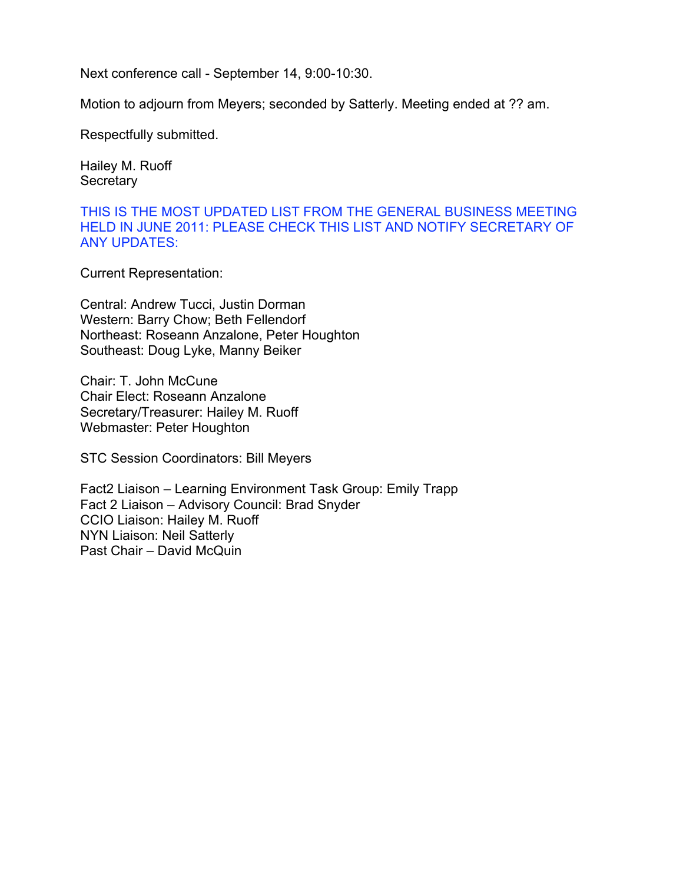Next conference call - September 14, 9:00-10:30.

Motion to adjourn from Meyers; seconded by Satterly. Meeting ended at ?? am.

Respectfully submitted.

Hailey M. Ruoff
Secretary

THIS IS THE MOST UPDATED LIST FROM THE GENERAL BUSINESS MEETING HELD IN JUNE 2011: PLEASE CHECK THIS LIST AND NOTIFY SECRETARY OF ANY UPDATES:

Current Representation:

Central: Andrew Tucci, Justin Dorman
Western: Barry Chow; Beth Fellendorf
Northeast: Roseann Anzalone, Peter Houghton
Southeast: Doug Lyke, Manny Beiker

Chair: T. John McCune
Chair Elect: Roseann Anzalone
Secretary/Treasurer: Hailey M. Ruoff
Webmaster: Peter Houghton

STC Session Coordinators: Bill Meyers

Fact2 Liaison – Learning Environment Task Group: Emily Trapp
Fact 2 Liaison – Advisory Council: Brad Snyder
CCIO Liaison: Hailey M. Ruoff
NYN Liaison: Neil Satterly
Past Chair – David McQuin